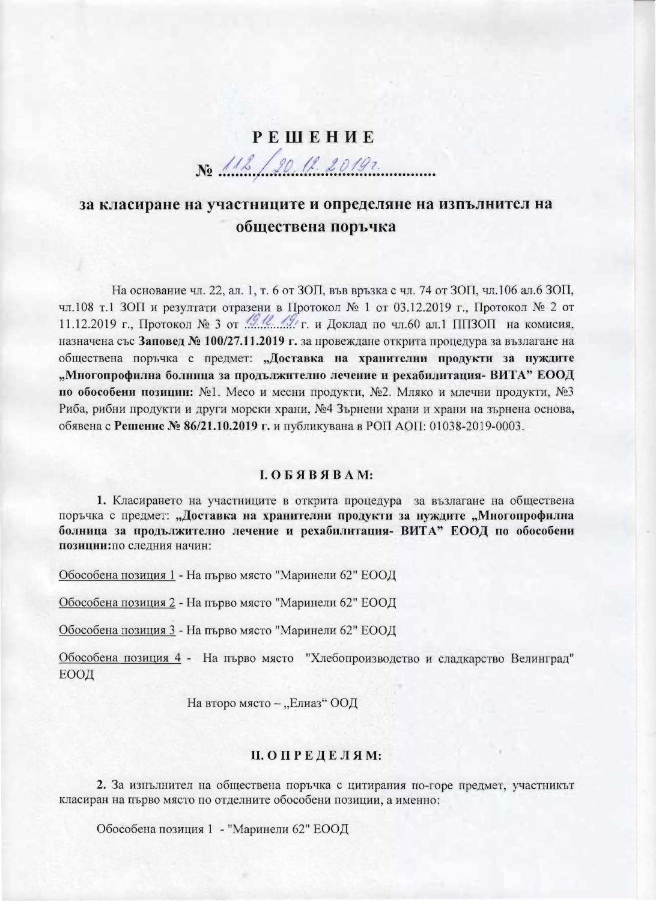# РЕШЕНИЕ

## № 112/20.12.2019г.

## за класиране на участниците и определяне на изпълнител на обществена поръчка

На основание чл. 22, ал. 1, т. 6 от ЗОП, във връзка с чл. 74 от ЗОП, чл.106 ал.6 ЗОП, чл.108 т.1 ЗОП и резултати отразени в Протокол № 1 от 03.12.2019 г., Протокол № 2 от 11.12.2019 г., Протокол № 3 от 19.12.19 г. и Доклад по чл.60 ал.1 ППЗОП на комисия, назначена със **Заповед № 100/27.11.2019 г.** за провеждане открита процедура за възлагане на обществена поръчка с предмет: **„Доставка на хранителни продукти за нуждите „Многопрофилна болница за продължително лечение и рехабилитация- ВИТА" ЕООД по обособени позиции:** №1. Месо и месни продукти, №2. Мляко и млечни продукти, №3 Риба, рибни продукти и други морски храни, №4 Зърнени храни и храни на зърнена основа, обявена с **Решение № 86/21.10.2019 г.** и публикувана в РОП АОП: 01038-2019-0003.

### I. О Б Я В Я В А М:

**1.** Класирането на участниците в открита процедура за възлагане на обществена поръчка с предмет: **„Доставка на хранителни продукти за нуждите „Многопрофилна болница за продължително лечение и рехабилитация- ВИТА" ЕООД по обособени позиции:**по следния начин:

<u>Обособена позиция 1</u> - На първо място "Маринели 62" ЕООД

<u>Обособена позиция 2</u> - На първо място "Маринели 62" ЕООД

<u>Обособена позиция 3</u> - На първо място "Маринели 62" ЕООД

<u>Обособена позиция 4</u> - На първо място "Хлебопроизводство и сладкарство Велинград" ЕООД

На второ място – „Елиаз" ООД

### II. О П Р Е Д Е Л Я М:

**2.** За изпълнител на обществена поръчка с цитирания по-горе предмет, участникът класиран на първо място по отделните обособени позиции, а именно:

Обособена позиция 1 - "Маринели 62" ЕООД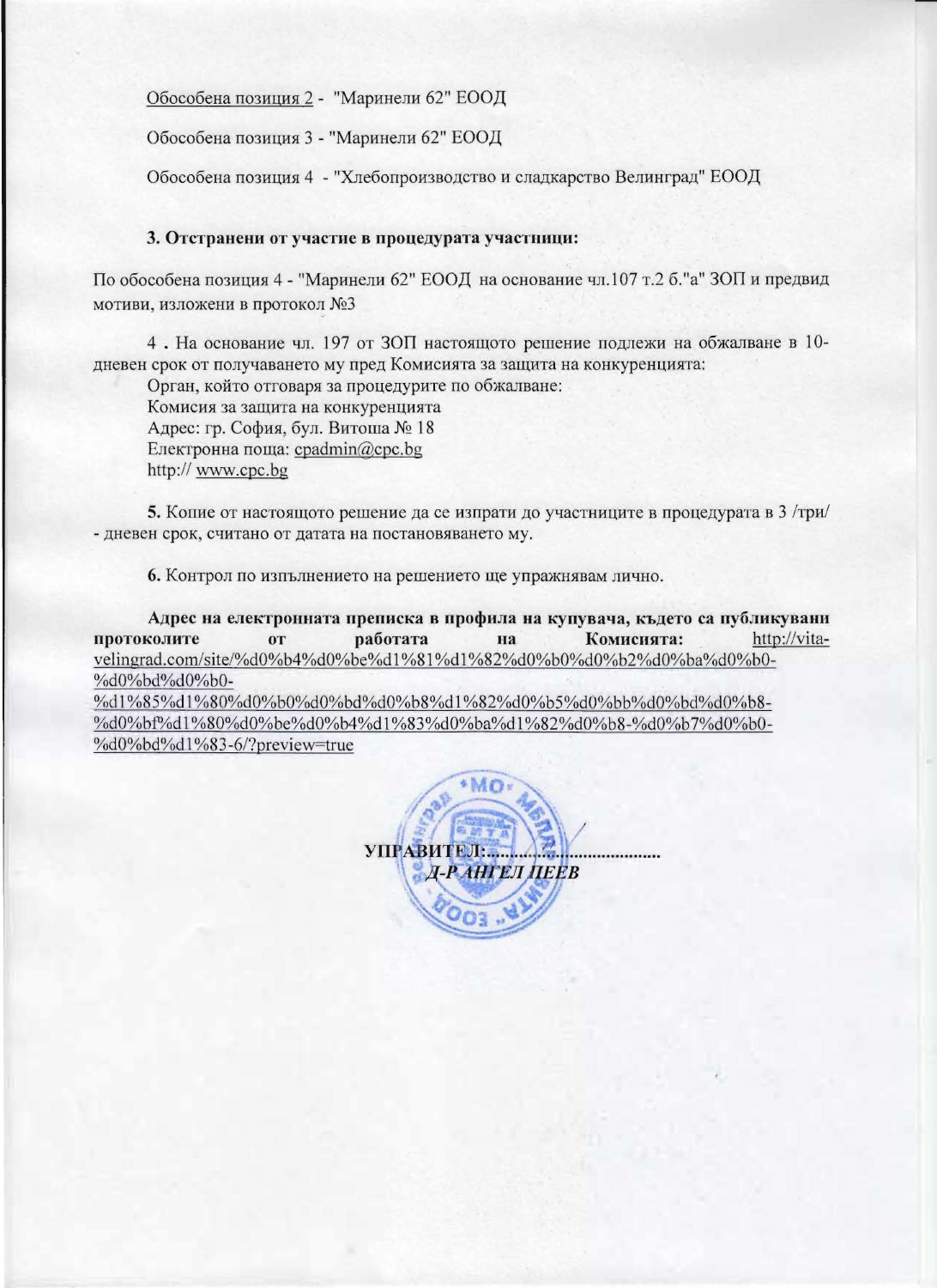Обособена позиция 2 - "Маринели 62" ЕООД

Обособена позиция 3 - "Маринели 62" ЕООД

Обособена позиция 4 - "Хлебопроизводство и сладкарство Велинград" ЕООД

**3. Отстранени от участие в процедурата участници:**

По обособена позиция 4 - "Маринели 62" ЕООД на основание чл.107 т.2 б."а" ЗОП и предвид мотиви, изложени в протокол №3

4 . На основание чл. 197 от ЗОП настоящото решение подлежи на обжалване в 10-дневен срок от получаването му пред Комисията за защита на конкуренцията:
Орган, който отговаря за процедурите по обжалване:
Комисия за защита на конкуренцията
Адрес: гр. София, бул. Витоша № 18
Електронна поща: cpadmin@cpc.bg
http:// www.cpc.bg

**5.** Копие от настоящото решение да се изпрати до участниците в процедурата в 3 /три/ - дневен срок, считано от датата на постановяването му.

**6.** Контрол по изпълнението на решението ще упражнявам лично.

**Адрес на електронната преписка в профила на купувача, където са публикувани протоколите от работата на Комисията:** http://vita-velingrad.com/site/%d0%b4%d0%be%d1%81%d1%82%d0%b0%d0%b2%d0%ba%d0%b0-%d0%bd%d0%b0-%d1%85%d1%80%d0%b0%d0%bd%d0%b8%d1%82%d0%b5%d0%bb%d0%bd%d0%b8-%d0%bf%d1%80%d0%be%d0%b4%d1%83%d0%ba%d1%82%d0%b8-%d0%b7%d0%b0-%d0%bd%d1%83-6/?preview=true

**УПРАВИТЕЛ:**.....................................
***Д-Р АНГЕЛ ПЕЕВ***